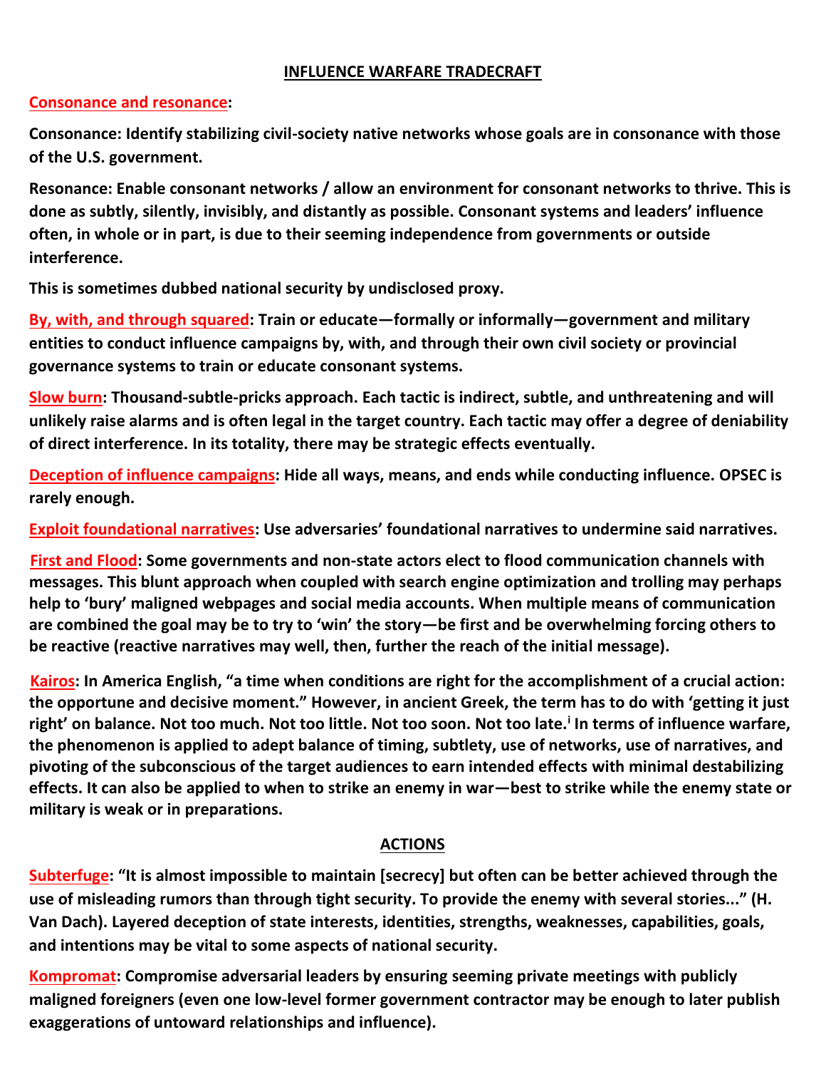# INFLUENCE WARFARE TRADECRAFT

**Consonance and resonance:**

**Consonance: Identify stabilizing civil-society native networks whose goals are in consonance with those of the U.S. government.**

**Resonance: Enable consonant networks / allow an environment for consonant networks to thrive. This is done as subtly, silently, invisibly, and distantly as possible. Consonant systems and leaders' influence often, in whole or in part, is due to their seeming independence from governments or outside interference.**

**This is sometimes dubbed national security by undisclosed proxy.**

**By, with, and through squared: Train or educate—formally or informally—government and military entities to conduct influence campaigns by, with, and through their own civil society or provincial governance systems to train or educate consonant systems.**

**Slow burn: Thousand-subtle-pricks approach. Each tactic is indirect, subtle, and unthreatening and will unlikely raise alarms and is often legal in the target country. Each tactic may offer a degree of deniability of direct interference. In its totality, there may be strategic effects eventually.**

**Deception of influence campaigns: Hide all ways, means, and ends while conducting influence. OPSEC is rarely enough.**

**Exploit foundational narratives: Use adversaries' foundational narratives to undermine said narratives.**

**First and Flood: Some governments and non-state actors elect to flood communication channels with messages. This blunt approach when coupled with search engine optimization and trolling may perhaps help to 'bury' maligned webpages and social media accounts. When multiple means of communication are combined the goal may be to try to 'win' the story—be first and be overwhelming forcing others to be reactive (reactive narratives may well, then, further the reach of the initial message).**

**Kairos: In America English, "a time when conditions are right for the accomplishment of a crucial action: the opportune and decisive moment." However, in ancient Greek, the term has to do with 'getting it just right' on balance. Not too much. Not too little. Not too soon. Not too late.[i] In terms of influence warfare, the phenomenon is applied to adept balance of timing, subtlety, use of networks, use of narratives, and pivoting of the subconscious of the target audiences to earn intended effects with minimal destabilizing effects. It can also be applied to when to strike an enemy in war—best to strike while the enemy state or military is weak or in preparations.**

## ACTIONS

**Subterfuge: "It is almost impossible to maintain [secrecy] but often can be better achieved through the use of misleading rumors than through tight security. To provide the enemy with several stories..." (H. Van Dach). Layered deception of state interests, identities, strengths, weaknesses, capabilities, goals, and intentions may be vital to some aspects of national security.**

**Kompromat: Compromise adversarial leaders by ensuring seeming private meetings with publicly maligned foreigners (even one low-level former government contractor may be enough to later publish exaggerations of untoward relationships and influence).**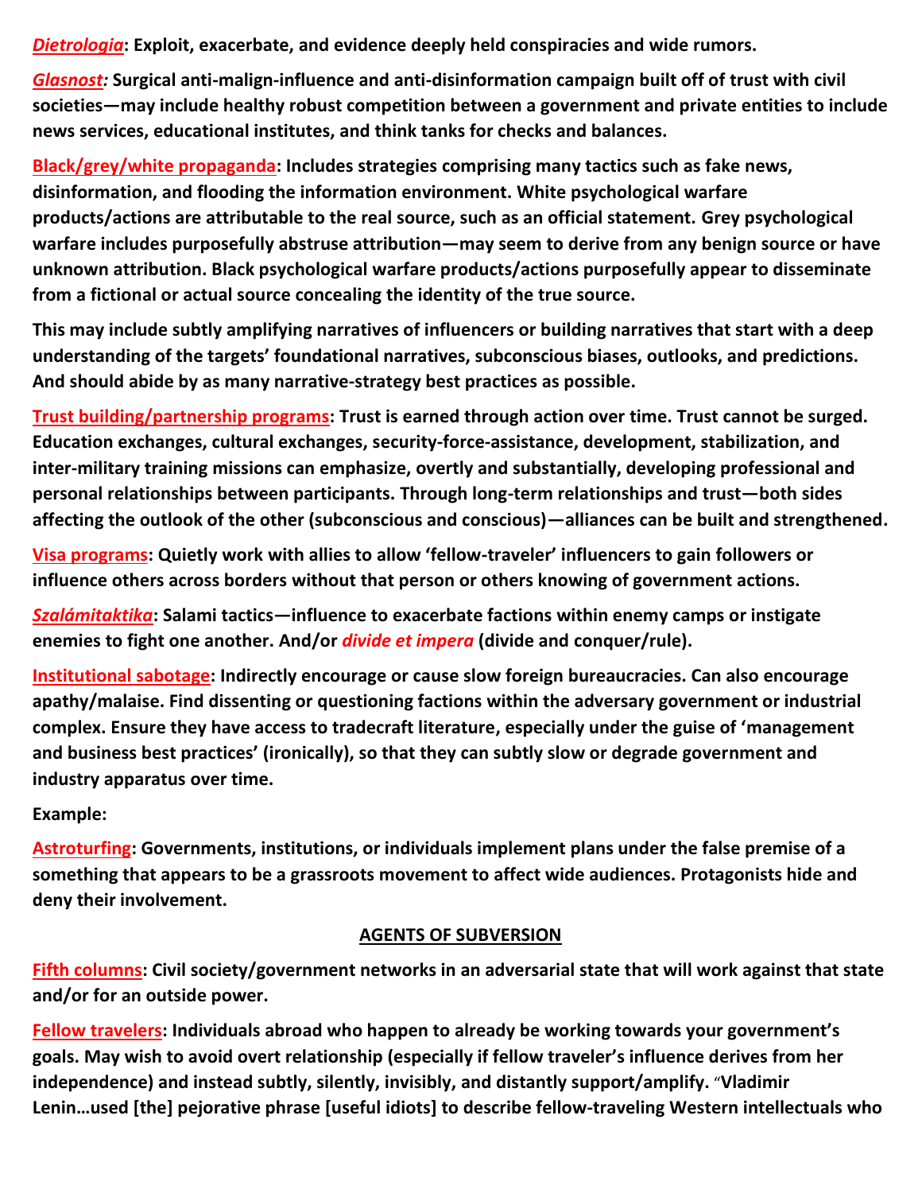***Dietrologia*: Exploit, exacerbate, and evidence deeply held conspiracies and wide rumors.**

***Glasnost:* Surgical anti-malign-influence and anti-disinformation campaign built off of trust with civil societies—may include healthy robust competition between a government and private entities to include news services, educational institutes, and think tanks for checks and balances.**

**Black/grey/white propaganda: Includes strategies comprising many tactics such as fake news, disinformation, and flooding the information environment. White psychological warfare products/actions are attributable to the real source, such as an official statement. Grey psychological warfare includes purposefully abstruse attribution—may seem to derive from any benign source or have unknown attribution. Black psychological warfare products/actions purposefully appear to disseminate from a fictional or actual source concealing the identity of the true source.**

**This may include subtly amplifying narratives of influencers or building narratives that start with a deep understanding of the targets' foundational narratives, subconscious biases, outlooks, and predictions. And should abide by as many narrative-strategy best practices as possible.**

**Trust building/partnership programs: Trust is earned through action over time. Trust cannot be surged. Education exchanges, cultural exchanges, security-force-assistance, development, stabilization, and inter-military training missions can emphasize, overtly and substantially, developing professional and personal relationships between participants. Through long-term relationships and trust—both sides affecting the outlook of the other (subconscious and conscious)—alliances can be built and strengthened.**

**Visa programs: Quietly work with allies to allow 'fellow-traveler' influencers to gain followers or influence others across borders without that person or others knowing of government actions.**

***Szalámitaktika*: Salami tactics—influence to exacerbate factions within enemy camps or instigate enemies to fight one another. And/or *divide et impera* (divide and conquer/rule).**

**Institutional sabotage: Indirectly encourage or cause slow foreign bureaucracies. Can also encourage apathy/malaise. Find dissenting or questioning factions within the adversary government or industrial complex. Ensure they have access to tradecraft literature, especially under the guise of 'management and business best practices' (ironically), so that they can subtly slow or degrade government and industry apparatus over time.**

**Example:**

**Astroturfing: Governments, institutions, or individuals implement plans under the false premise of a something that appears to be a grassroots movement to affect wide audiences. Protagonists hide and deny their involvement.**

## AGENTS OF SUBVERSION

**Fifth columns: Civil society/government networks in an adversarial state that will work against that state and/or for an outside power.**

**Fellow travelers: Individuals abroad who happen to already be working towards your government's goals. May wish to avoid overt relationship (especially if fellow traveler's influence derives from her independence) and instead subtly, silently, invisibly, and distantly support/amplify. "Vladimir Lenin…used [the] pejorative phrase [useful idiots] to describe fellow-traveling Western intellectuals who**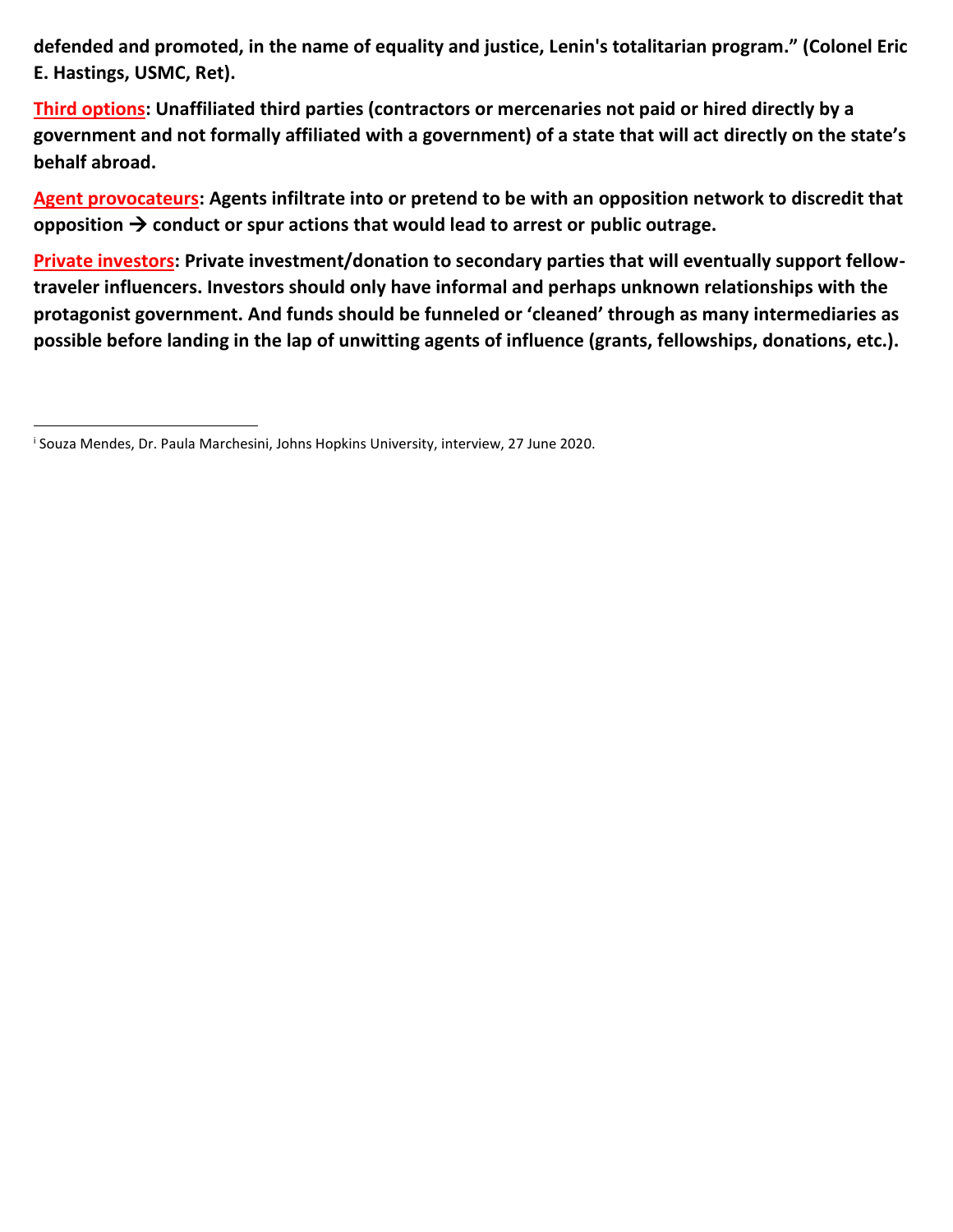**defended and promoted, in the name of equality and justice, Lenin's totalitarian program." (Colonel Eric E. Hastings, USMC, Ret).**

**Third options: Unaffiliated third parties (contractors or mercenaries not paid or hired directly by a government and not formally affiliated with a government) of a state that will act directly on the state's behalf abroad.**

**Agent provocateurs: Agents infiltrate into or pretend to be with an opposition network to discredit that opposition → conduct or spur actions that would lead to arrest or public outrage.**

**Private investors: Private investment/donation to secondary parties that will eventually support fellow-traveler influencers. Investors should only have informal and perhaps unknown relationships with the protagonist government. And funds should be funneled or 'cleaned' through as many intermediaries as possible before landing in the lap of unwitting agents of influence (grants, fellowships, donations, etc.).**

---

[i] Souza Mendes, Dr. Paula Marchesini, Johns Hopkins University, interview, 27 June 2020.